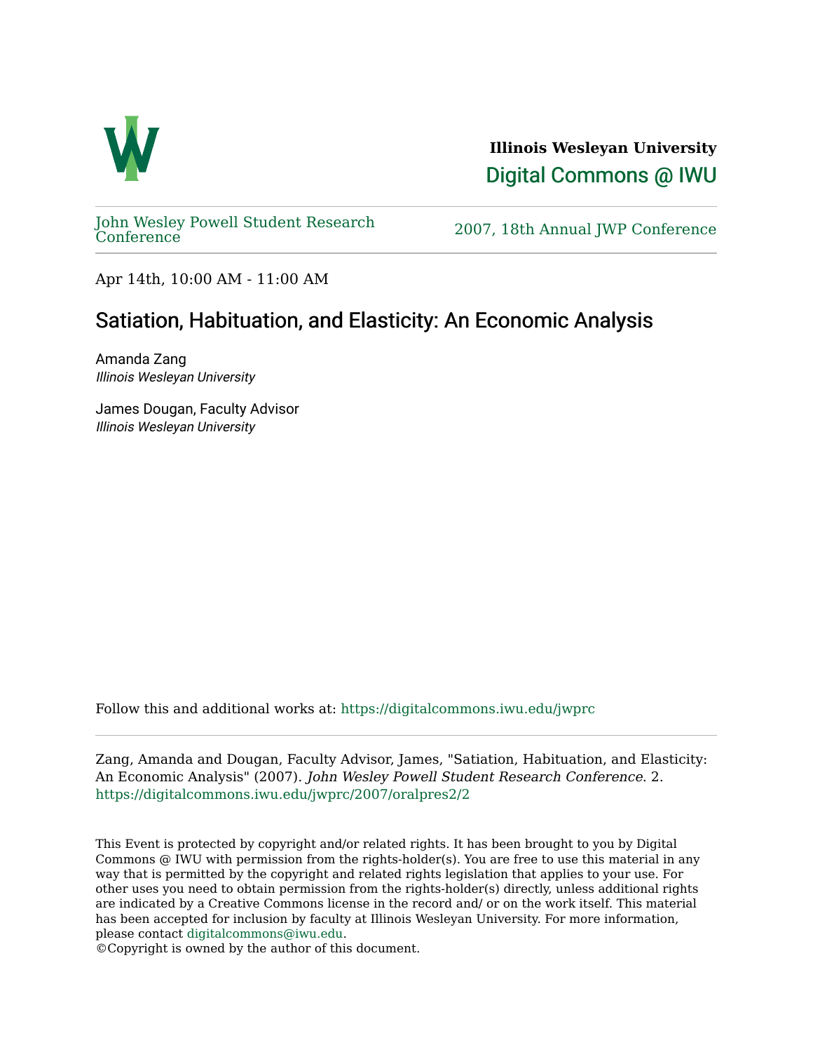**Illinois Wesleyan University**

Digital Commons @ IWU

John Wesley Powell Student Research Conference

2007, 18th Annual JWP Conference

Apr 14th, 10:00 AM - 11:00 AM

# Satiation, Habituation, and Elasticity: An Economic Analysis

Amanda Zang
*Illinois Wesleyan University*

James Dougan, Faculty Advisor
*Illinois Wesleyan University*

Follow this and additional works at: https://digitalcommons.iwu.edu/jwprc

Zang, Amanda and Dougan, Faculty Advisor, James, "Satiation, Habituation, and Elasticity: An Economic Analysis" (2007). *John Wesley Powell Student Research Conference*. 2.
https://digitalcommons.iwu.edu/jwprc/2007/oralpres2/2

This Event is protected by copyright and/or related rights. It has been brought to you by Digital Commons @ IWU with permission from the rights-holder(s). You are free to use this material in any way that is permitted by the copyright and related rights legislation that applies to your use. For other uses you need to obtain permission from the rights-holder(s) directly, unless additional rights are indicated by a Creative Commons license in the record and/ or on the work itself. This material has been accepted for inclusion by faculty at Illinois Wesleyan University. For more information, please contact digitalcommons@iwu.edu.
©Copyright is owned by the author of this document.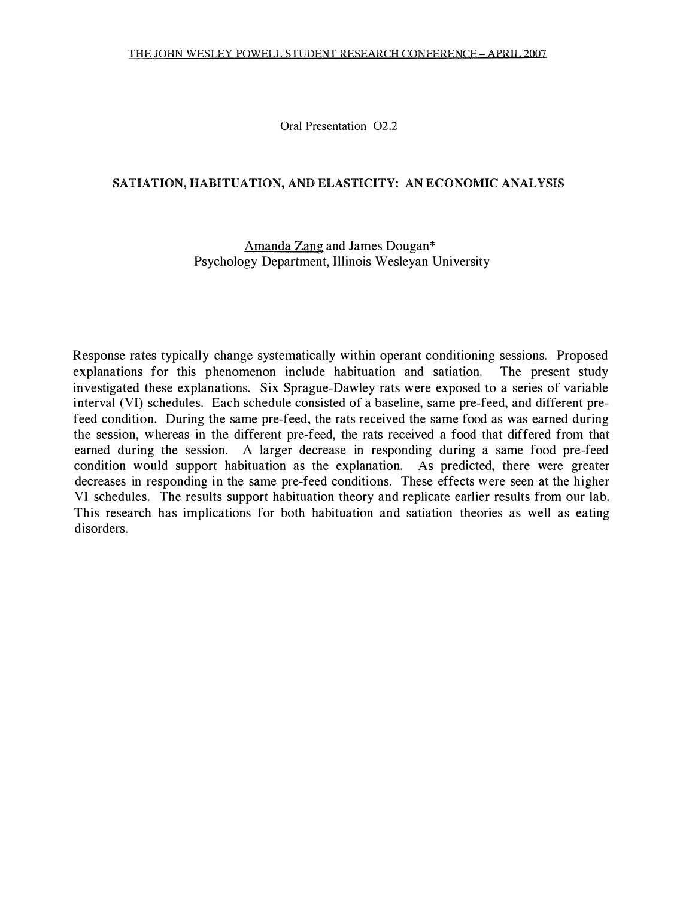Oral Presentation O2.2

## SATIATION, HABITUATION, AND ELASTICITY: AN ECONOMIC ANALYSIS

Amanda Zang and James Dougan*
Psychology Department, Illinois Wesleyan University

Response rates typically change systematically within operant conditioning sessions. Proposed explanations for this phenomenon include habituation and satiation. The present study investigated these explanations. Six Sprague-Dawley rats were exposed to a series of variable interval (VI) schedules. Each schedule consisted of a baseline, same pre-feed, and different pre-feed condition. During the same pre-feed, the rats received the same food as was earned during the session, whereas in the different pre-feed, the rats received a food that differed from that earned during the session. A larger decrease in responding during a same food pre-feed condition would support habituation as the explanation. As predicted, there were greater decreases in responding in the same pre-feed conditions. These effects were seen at the higher VI schedules. The results support habituation theory and replicate earlier results from our lab. This research has implications for both habituation and satiation theories as well as eating disorders.